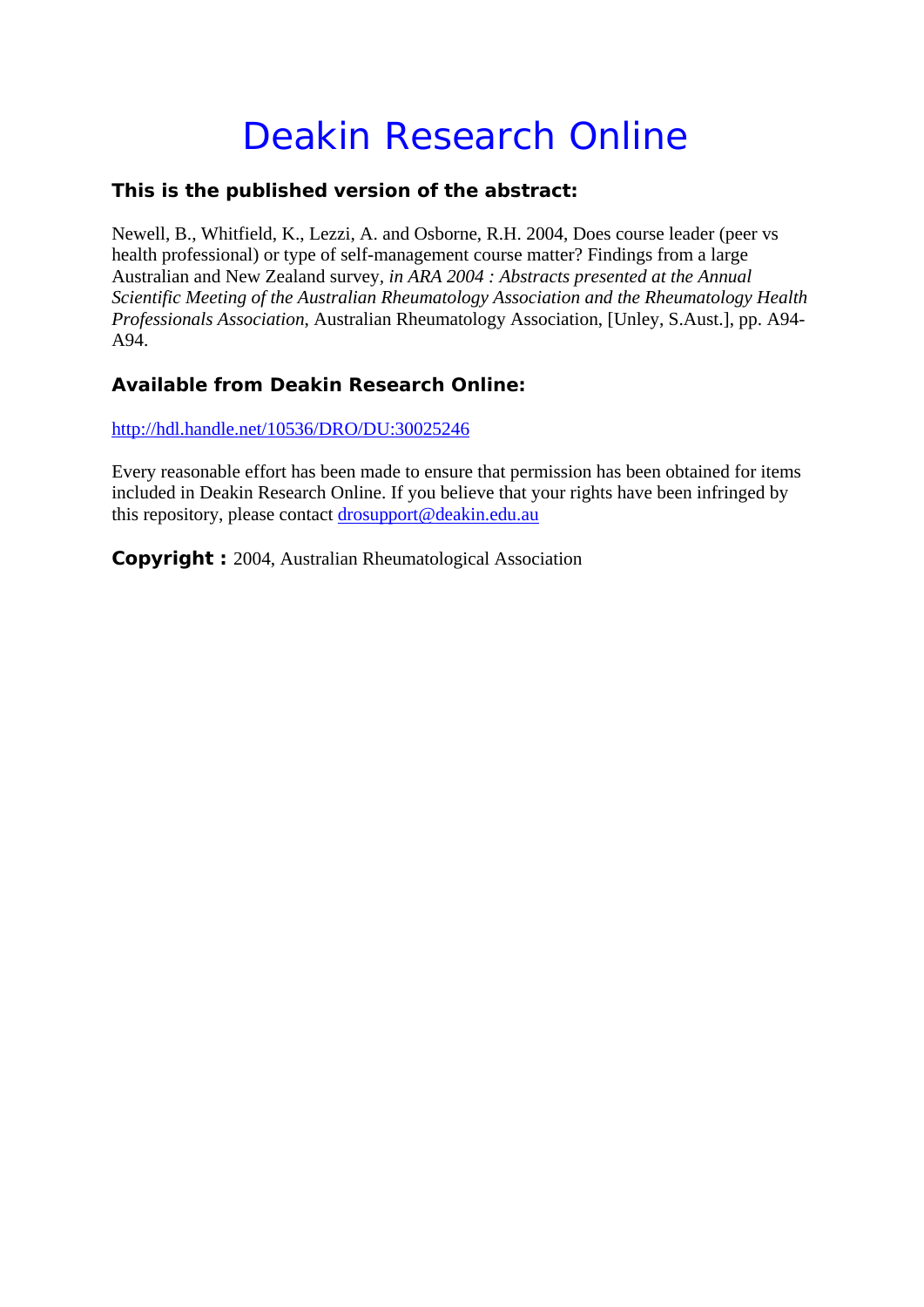# Deakin Research Online

**This is the published version of the abstract:**

Newell, B., Whitfield, K., Lezzi, A. and Osborne, R.H. 2004, Does course leader (peer vs health professional) or type of self-management course matter? Findings from a large Australian and New Zealand survey*, in ARA 2004 : Abstracts presented at the Annual Scientific Meeting of the Australian Rheumatology Association and the Rheumatology Health Professionals Association*, Australian Rheumatology Association, [Unley, S.Aust.], pp. A94-A94.

**Available from Deakin Research Online:**

http://hdl.handle.net/10536/DRO/DU:30025246

Every reasonable effort has been made to ensure that permission has been obtained for items included in Deakin Research Online. If you believe that your rights have been infringed by this repository, please contact drosupport@deakin.edu.au

**Copyright :** 2004, Australian Rheumatological Association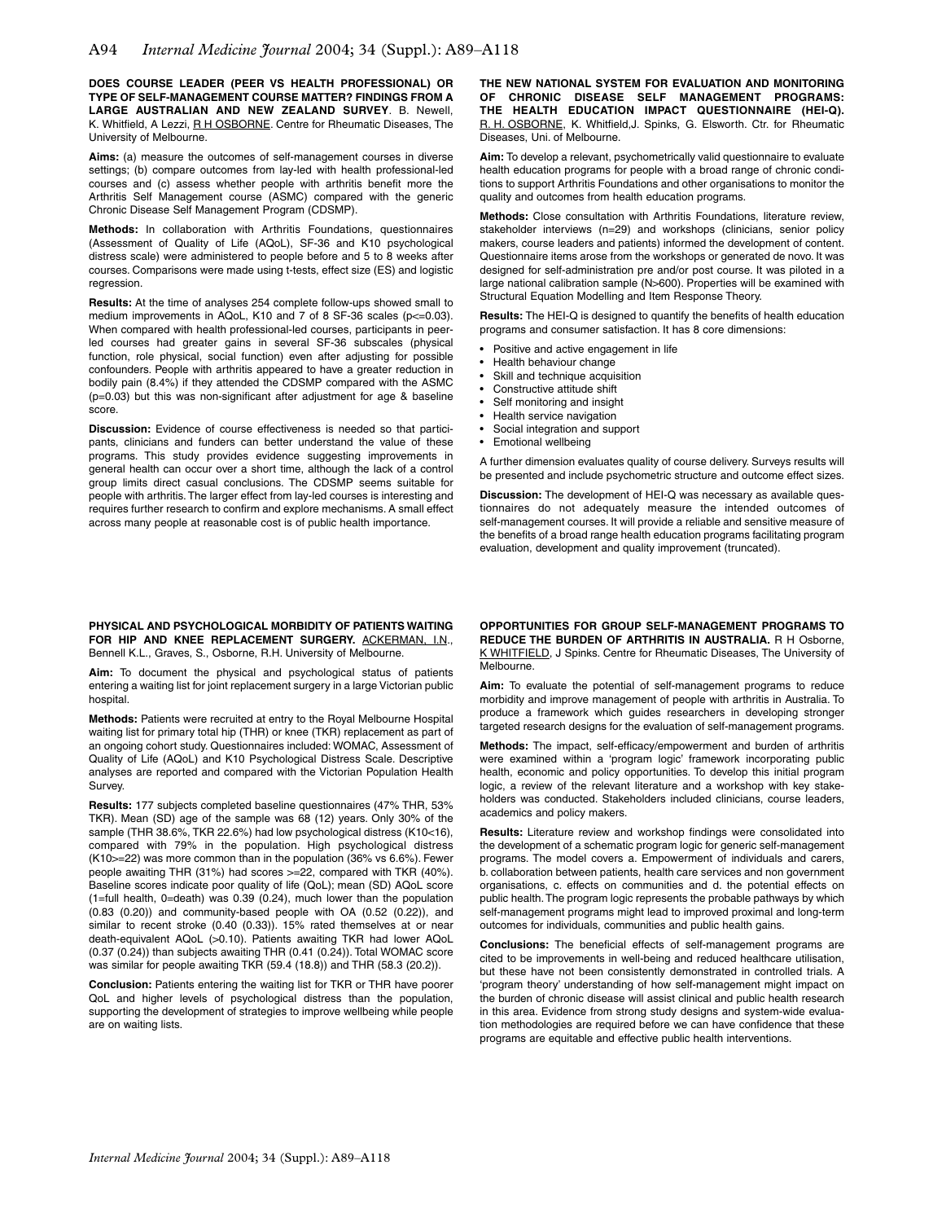**DOES COURSE LEADER (PEER VS HEALTH PROFESSIONAL) OR TYPE OF SELF-MANAGEMENT COURSE MATTER? FINDINGS FROM A LARGE AUSTRALIAN AND NEW ZEALAND SURVEY**. B. Newell, K. Whitfield, A Lezzi, R H OSBORNE. Centre for Rheumatic Diseases, The University of Melbourne.

**Aims:** (a) measure the outcomes of self-management courses in diverse settings; (b) compare outcomes from lay-led with health professional-led courses and (c) assess whether people with arthritis benefit more the Arthritis Self Management course (ASMC) compared with the generic Chronic Disease Self Management Program (CDSMP).

**Methods:** In collaboration with Arthritis Foundations, questionnaires (Assessment of Quality of Life (AQoL), SF-36 and K10 psychological distress scale) were administered to people before and 5 to 8 weeks after courses. Comparisons were made using t-tests, effect size (ES) and logistic regression.

**Results:** At the time of analyses 254 complete follow-ups showed small to medium improvements in AQoL, K10 and 7 of 8 SF-36 scales ($p<=0.03$). When compared with health professional-led courses, participants in peer-led courses had greater gains in several SF-36 subscales (physical function, role physical, social function) even after adjusting for possible confounders. People with arthritis appeared to have a greater reduction in bodily pain (8.4%) if they attended the CDSMP compared with the ASMC ($p=0.03$) but this was non-significant after adjustment for age & baseline score.

**Discussion:** Evidence of course effectiveness is needed so that participants, clinicians and funders can better understand the value of these programs. This study provides evidence suggesting improvements in general health can occur over a short time, although the lack of a control group limits direct casual conclusions. The CDSMP seems suitable for people with arthritis. The larger effect from lay-led courses is interesting and requires further research to confirm and explore mechanisms. A small effect across many people at reasonable cost is of public health importance.

**THE NEW NATIONAL SYSTEM FOR EVALUATION AND MONITORING OF CHRONIC DISEASE SELF MANAGEMENT PROGRAMS: THE HEALTH EDUCATION IMPACT QUESTIONNAIRE (HEI-Q).** R. H. OSBORNE, K. Whitfield,J. Spinks, G. Elsworth. Ctr. for Rheumatic Diseases, Uni. of Melbourne.

**Aim:** To develop a relevant, psychometrically valid questionnaire to evaluate health education programs for people with a broad range of chronic conditions to support Arthritis Foundations and other organisations to monitor the quality and outcomes from health education programs.

**Methods:** Close consultation with Arthritis Foundations, literature review, stakeholder interviews (n=29) and workshops (clinicians, senior policy makers, course leaders and patients) informed the development of content. Questionnaire items arose from the workshops or generated de novo. It was designed for self-administration pre and/or post course. It was piloted in a large national calibration sample (N>600). Properties will be examined with Structural Equation Modelling and Item Response Theory.

**Results:** The HEI-Q is designed to quantify the benefits of health education programs and consumer satisfaction. It has 8 core dimensions:

- Positive and active engagement in life
- Health behaviour change
- Skill and technique acquisition
- Constructive attitude shift
- Self monitoring and insight
- Health service navigation
- Social integration and support
- Emotional wellbeing

A further dimension evaluates quality of course delivery. Surveys results will be presented and include psychometric structure and outcome effect sizes.

**Discussion:** The development of HEI-Q was necessary as available questionnaires do not adequately measure the intended outcomes of self-management courses. It will provide a reliable and sensitive measure of the benefits of a broad range health education programs facilitating program evaluation, development and quality improvement (truncated).

**PHYSICAL AND PSYCHOLOGICAL MORBIDITY OF PATIENTS WAITING FOR HIP AND KNEE REPLACEMENT SURGERY.** ACKERMAN, I.N., Bennell K.L., Graves, S., Osborne, R.H. University of Melbourne.

**Aim:** To document the physical and psychological status of patients entering a waiting list for joint replacement surgery in a large Victorian public hospital.

**Methods:** Patients were recruited at entry to the Royal Melbourne Hospital waiting list for primary total hip (THR) or knee (TKR) replacement as part of an ongoing cohort study. Questionnaires included: WOMAC, Assessment of Quality of Life (AQoL) and K10 Psychological Distress Scale. Descriptive analyses are reported and compared with the Victorian Population Health Survey.

**Results:** 177 subjects completed baseline questionnaires (47% THR, 53% TKR). Mean (SD) age of the sample was 68 (12) years. Only 30% of the sample (THR 38.6%, TKR 22.6%) had low psychological distress (K10<16), compared with 79% in the population. High psychological distress (K10>=22) was more common than in the population (36% vs 6.6%). Fewer people awaiting THR (31%) had scores >=22, compared with TKR (40%). Baseline scores indicate poor quality of life (QoL); mean (SD) AQoL score (1=full health, 0=death) was 0.39 (0.24), much lower than the population (0.83 (0.20)) and community-based people with OA (0.52 (0.22)), and similar to recent stroke (0.40 (0.33)). 15% rated themselves at or near death-equivalent AQoL (>0.10). Patients awaiting TKR had lower AQoL (0.37 (0.24)) than subjects awaiting THR (0.41 (0.24)). Total WOMAC score was similar for people awaiting TKR (59.4 (18.8)) and THR (58.3 (20.2)).

**Conclusion:** Patients entering the waiting list for TKR or THR have poorer QoL and higher levels of psychological distress than the population, supporting the development of strategies to improve wellbeing while people are on waiting lists.

**OPPORTUNITIES FOR GROUP SELF-MANAGEMENT PROGRAMS TO REDUCE THE BURDEN OF ARTHRITIS IN AUSTRALIA.** R H Osborne, K WHITFIELD, J Spinks. Centre for Rheumatic Diseases, The University of Melbourne.

**Aim:** To evaluate the potential of self-management programs to reduce morbidity and improve management of people with arthritis in Australia. To produce a framework which guides researchers in developing stronger targeted research designs for the evaluation of self-management programs.

**Methods:** The impact, self-efficacy/empowerment and burden of arthritis were examined within a 'program logic' framework incorporating public health, economic and policy opportunities. To develop this initial program logic, a review of the relevant literature and a workshop with key stakeholders was conducted. Stakeholders included clinicians, course leaders, academics and policy makers.

**Results:** Literature review and workshop findings were consolidated into the development of a schematic program logic for generic self-management programs. The model covers a. Empowerment of individuals and carers, b. collaboration between patients, health care services and non government organisations, c. effects on communities and d. the potential effects on public health. The program logic represents the probable pathways by which self-management programs might lead to improved proximal and long-term outcomes for individuals, communities and public health gains.

**Conclusions:** The beneficial effects of self-management programs are cited to be improvements in well-being and reduced healthcare utilisation, but these have not been consistently demonstrated in controlled trials. A 'program theory' understanding of how self-management might impact on the burden of chronic disease will assist clinical and public health research in this area. Evidence from strong study designs and system-wide evaluation methodologies are required before we can have confidence that these programs are equitable and effective public health interventions.